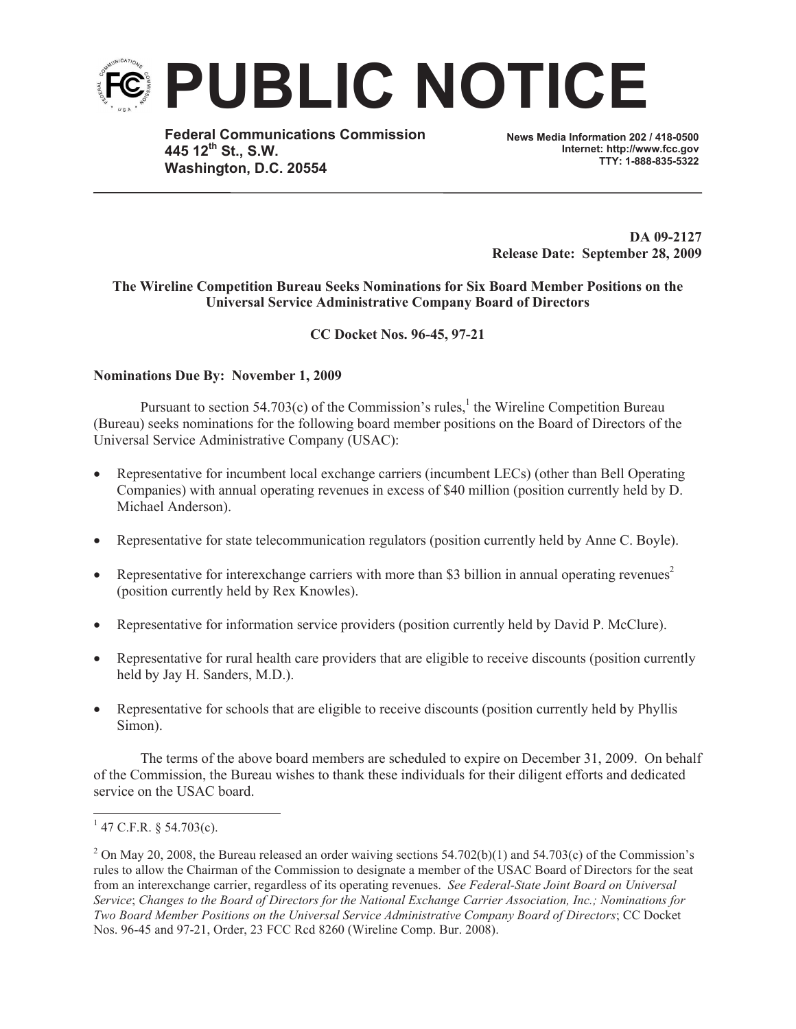# PUBLIC NOTICE

**Federal Communications Commission**
**445 12th St., S.W.**
**Washington, D.C. 20554**

**News Media Information 202 / 418-0500**
**Internet: http://www.fcc.gov**
**TTY: 1-888-835-5322**

**DA 09-2127**
**Release Date: September 28, 2009**

**The Wireline Competition Bureau Seeks Nominations for Six Board Member Positions on the Universal Service Administrative Company Board of Directors**

**CC Docket Nos. 96-45, 97-21**

**Nominations Due By: November 1, 2009**

Pursuant to section 54.703(c) of the Commission's rules,[1] the Wireline Competition Bureau (Bureau) seeks nominations for the following board member positions on the Board of Directors of the Universal Service Administrative Company (USAC):

- Representative for incumbent local exchange carriers (incumbent LECs) (other than Bell Operating Companies) with annual operating revenues in excess of $40 million (position currently held by D. Michael Anderson).
- Representative for state telecommunication regulators (position currently held by Anne C. Boyle).
- Representative for interexchange carriers with more than $3 billion in annual operating revenues[2] (position currently held by Rex Knowles).
- Representative for information service providers (position currently held by David P. McClure).
- Representative for rural health care providers that are eligible to receive discounts (position currently held by Jay H. Sanders, M.D.).
- Representative for schools that are eligible to receive discounts (position currently held by Phyllis Simon).

The terms of the above board members are scheduled to expire on December 31, 2009. On behalf of the Commission, the Bureau wishes to thank these individuals for their diligent efforts and dedicated service on the USAC board.

---

[1] 47 C.F.R. § 54.703(c).

[2] On May 20, 2008, the Bureau released an order waiving sections 54.702(b)(1) and 54.703(c) of the Commission's rules to allow the Chairman of the Commission to designate a member of the USAC Board of Directors for the seat from an interexchange carrier, regardless of its operating revenues. *See Federal-State Joint Board on Universal Service*; *Changes to the Board of Directors for the National Exchange Carrier Association, Inc.; Nominations for Two Board Member Positions on the Universal Service Administrative Company Board of Directors*; CC Docket Nos. 96-45 and 97-21, Order, 23 FCC Rcd 8260 (Wireline Comp. Bur. 2008).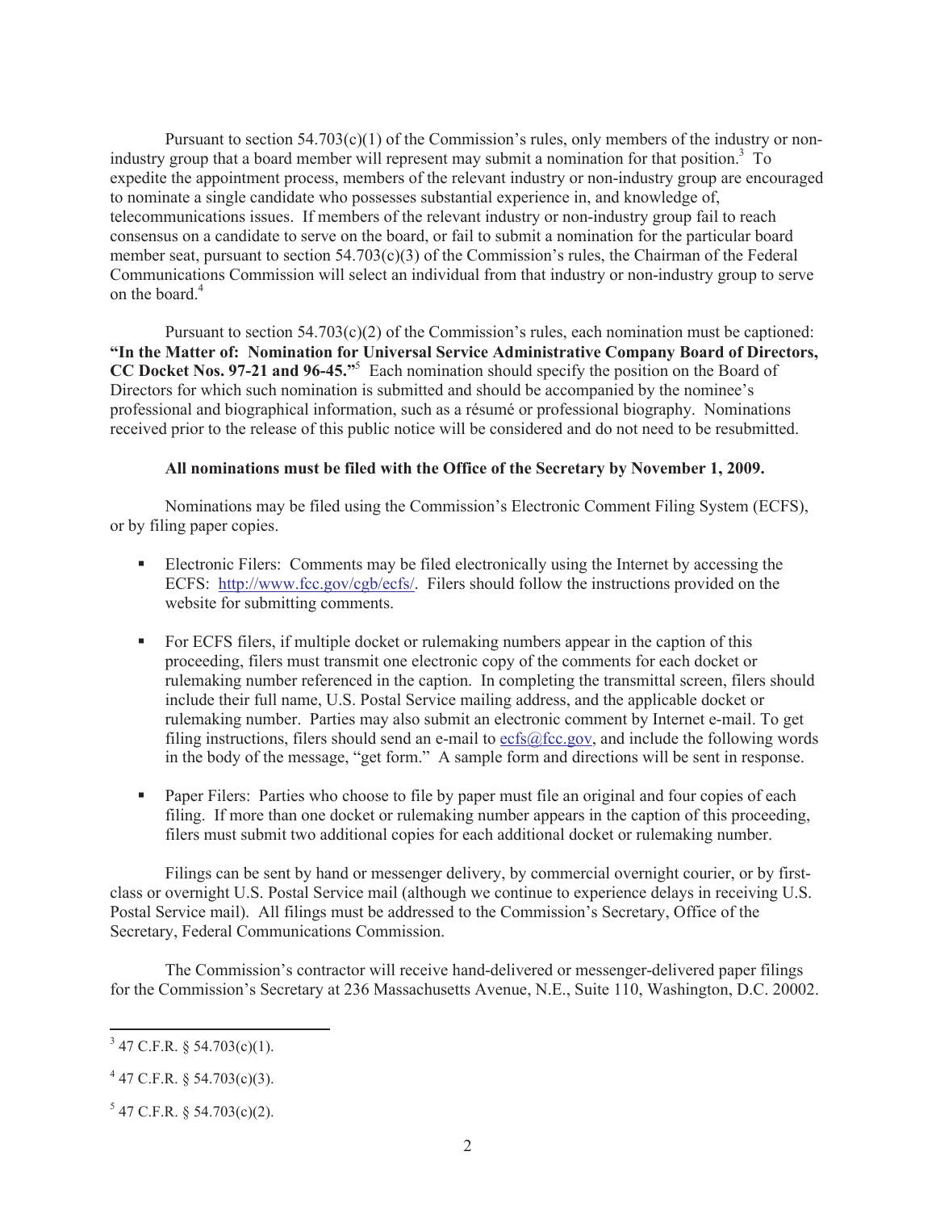Pursuant to section 54.703(c)(1) of the Commission's rules, only members of the industry or non-industry group that a board member will represent may submit a nomination for that position.[3] To expedite the appointment process, members of the relevant industry or non-industry group are encouraged to nominate a single candidate who possesses substantial experience in, and knowledge of, telecommunications issues. If members of the relevant industry or non-industry group fail to reach consensus on a candidate to serve on the board, or fail to submit a nomination for the particular board member seat, pursuant to section 54.703(c)(3) of the Commission's rules, the Chairman of the Federal Communications Commission will select an individual from that industry or non-industry group to serve on the board.[4]

Pursuant to section 54.703(c)(2) of the Commission's rules, each nomination must be captioned: **"In the Matter of: Nomination for Universal Service Administrative Company Board of Directors, CC Docket Nos. 97-21 and 96-45."**[5] Each nomination should specify the position on the Board of Directors for which such nomination is submitted and should be accompanied by the nominee's professional and biographical information, such as a résumé or professional biography. Nominations received prior to the release of this public notice will be considered and do not need to be resubmitted.

**All nominations must be filed with the Office of the Secretary by November 1, 2009.**

Nominations may be filed using the Commission's Electronic Comment Filing System (ECFS), or by filing paper copies.

- Electronic Filers: Comments may be filed electronically using the Internet by accessing the ECFS: http://www.fcc.gov/cgb/ecfs/. Filers should follow the instructions provided on the website for submitting comments.
- For ECFS filers, if multiple docket or rulemaking numbers appear in the caption of this proceeding, filers must transmit one electronic copy of the comments for each docket or rulemaking number referenced in the caption. In completing the transmittal screen, filers should include their full name, U.S. Postal Service mailing address, and the applicable docket or rulemaking number. Parties may also submit an electronic comment by Internet e-mail. To get filing instructions, filers should send an e-mail to ecfs@fcc.gov, and include the following words in the body of the message, "get form." A sample form and directions will be sent in response.
- Paper Filers: Parties who choose to file by paper must file an original and four copies of each filing. If more than one docket or rulemaking number appears in the caption of this proceeding, filers must submit two additional copies for each additional docket or rulemaking number.

Filings can be sent by hand or messenger delivery, by commercial overnight courier, or by first-class or overnight U.S. Postal Service mail (although we continue to experience delays in receiving U.S. Postal Service mail). All filings must be addressed to the Commission's Secretary, Office of the Secretary, Federal Communications Commission.

The Commission's contractor will receive hand-delivered or messenger-delivered paper filings for the Commission's Secretary at 236 Massachusetts Avenue, N.E., Suite 110, Washington, D.C. 20002.

---

[3] 47 C.F.R. § 54.703(c)(1).

[4] 47 C.F.R. § 54.703(c)(3).

[5] 47 C.F.R. § 54.703(c)(2).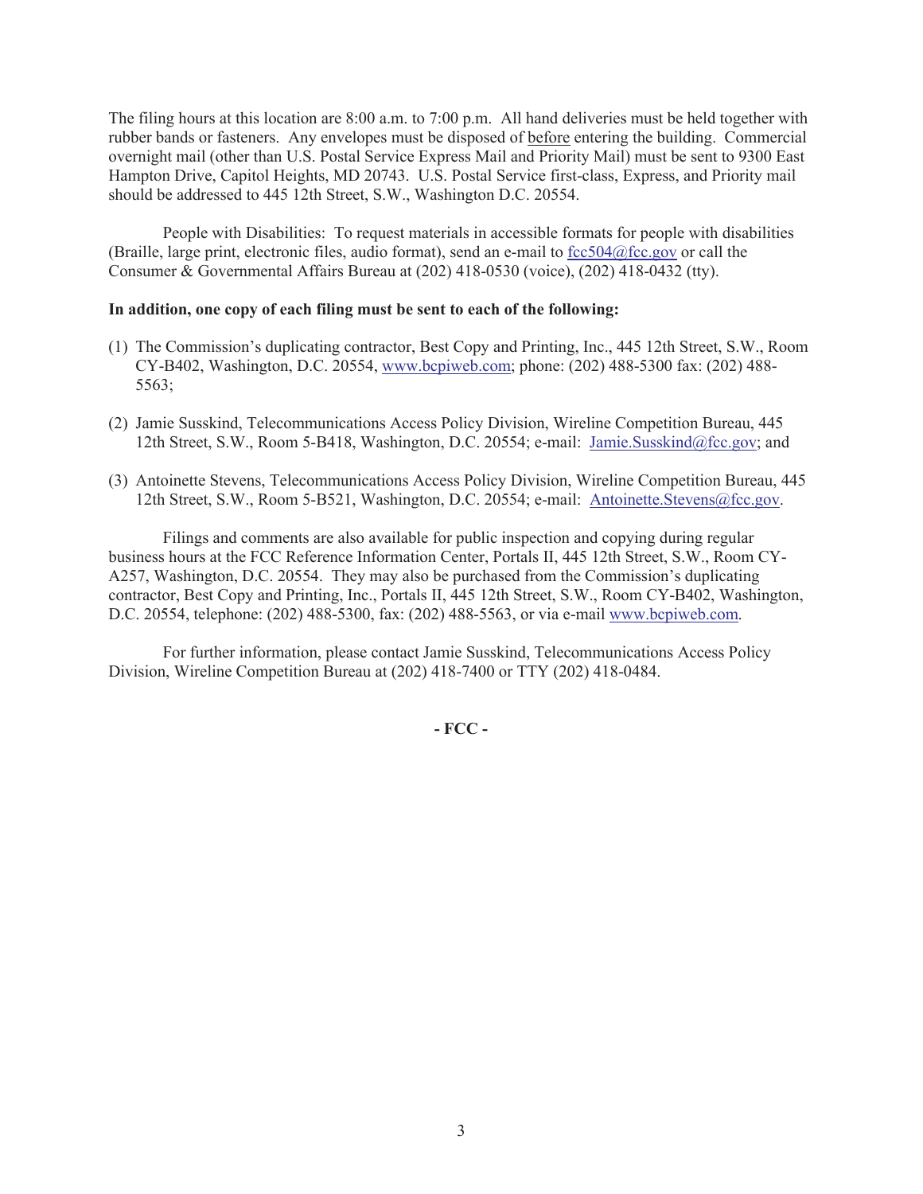The filing hours at this location are 8:00 a.m. to 7:00 p.m. All hand deliveries must be held together with rubber bands or fasteners. Any envelopes must be disposed of before entering the building. Commercial overnight mail (other than U.S. Postal Service Express Mail and Priority Mail) must be sent to 9300 East Hampton Drive, Capitol Heights, MD 20743. U.S. Postal Service first-class, Express, and Priority mail should be addressed to 445 12th Street, S.W., Washington D.C. 20554.

People with Disabilities: To request materials in accessible formats for people with disabilities (Braille, large print, electronic files, audio format), send an e-mail to fcc504@fcc.gov or call the Consumer & Governmental Affairs Bureau at (202) 418-0530 (voice), (202) 418-0432 (tty).

**In addition, one copy of each filing must be sent to each of the following:**

(1) The Commission's duplicating contractor, Best Copy and Printing, Inc., 445 12th Street, S.W., Room CY-B402, Washington, D.C. 20554, www.bcpiweb.com; phone: (202) 488-5300 fax: (202) 488-5563;

(2) Jamie Susskind, Telecommunications Access Policy Division, Wireline Competition Bureau, 445 12th Street, S.W., Room 5-B418, Washington, D.C. 20554; e-mail: Jamie.Susskind@fcc.gov; and

(3) Antoinette Stevens, Telecommunications Access Policy Division, Wireline Competition Bureau, 445 12th Street, S.W., Room 5-B521, Washington, D.C. 20554; e-mail: Antoinette.Stevens@fcc.gov.

Filings and comments are also available for public inspection and copying during regular business hours at the FCC Reference Information Center, Portals II, 445 12th Street, S.W., Room CY-A257, Washington, D.C. 20554. They may also be purchased from the Commission's duplicating contractor, Best Copy and Printing, Inc., Portals II, 445 12th Street, S.W., Room CY-B402, Washington, D.C. 20554, telephone: (202) 488-5300, fax: (202) 488-5563, or via e-mail www.bcpiweb.com.

For further information, please contact Jamie Susskind, Telecommunications Access Policy Division, Wireline Competition Bureau at (202) 418-7400 or TTY (202) 418-0484.

**- FCC -**